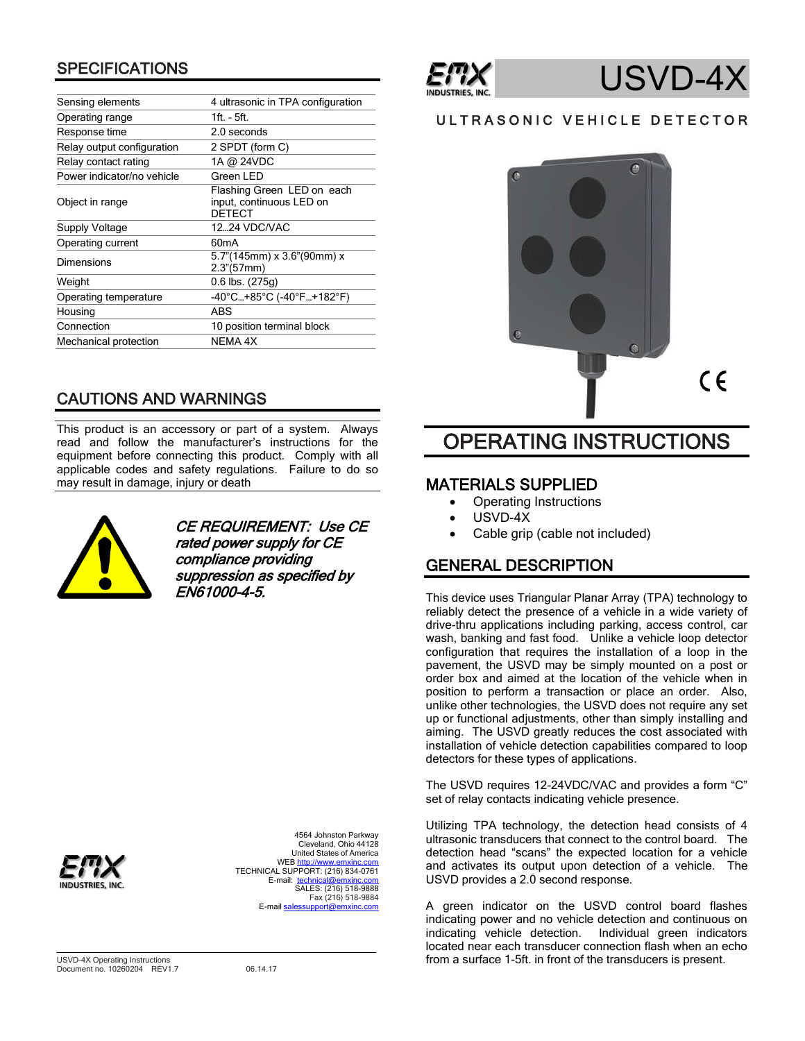# USVD-4X

ULTRASONIC VEHICLE DETECTOR

## SPECIFICATIONS

| | |
|---|---|
| Sensing elements | 4 ultrasonic in TPA configuration |
| Operating range | 1ft. - 5ft. |
| Response time | 2.0 seconds |
| Relay output configuration | 2 SPDT (form C) |
| Relay contact rating | 1A @ 24VDC |
| Power indicator/no vehicle | Green LED |
| Object in range | Flashing Green LED on each input, continuous LED on DETECT |
| Supply Voltage | 12…24 VDC/VAC |
| Operating current | 60mA |
| Dimensions | 5.7"(145mm) x 3.6"(90mm) x 2.3"(57mm) |
| Weight | 0.6 lbs. (275g) |
| Operating temperature | -40°C…+85°C (-40°F…+182°F) |
| Housing | ABS |
| Connection | 10 position terminal block |
| Mechanical protection | NEMA 4X |

## CAUTIONS AND WARNINGS

This product is an accessory or part of a system. Always read and follow the manufacturer's instructions for the equipment before connecting this product. Comply with all applicable codes and safety regulations. Failure to do so may result in damage, injury or death

***CE REQUIREMENT: Use CE rated power supply for CE compliance providing suppression as specified by EN61000-4-5.***

EMX INDUSTRIES, INC.

4564 Johnston Parkway
Cleveland, Ohio 44128
United States of America
WEB http://www.emxinc.com
TECHNICAL SUPPORT: (216) 834-0761
E-mail: technical@emxinc.com
SALES: (216) 518-9888
Fax (216) 518-9884
E-mail salessupport@emxinc.com

USVD-4X Operating Instructions
Document no. 10260204 REV1.7 06.14.17

## OPERATING INSTRUCTIONS

### MATERIALS SUPPLIED

- Operating Instructions
- USVD-4X
- Cable grip (cable not included)

### GENERAL DESCRIPTION

This device uses Triangular Planar Array (TPA) technology to reliably detect the presence of a vehicle in a wide variety of drive-thru applications including parking, access control, car wash, banking and fast food. Unlike a vehicle loop detector configuration that requires the installation of a loop in the pavement, the USVD may be simply mounted on a post or order box and aimed at the location of the vehicle when in position to perform a transaction or place an order. Also, unlike other technologies, the USVD does not require any set up or functional adjustments, other than simply installing and aiming. The USVD greatly reduces the cost associated with installation of vehicle detection capabilities compared to loop detectors for these types of applications.

The USVD requires 12-24VDC/VAC and provides a form "C" set of relay contacts indicating vehicle presence.

Utilizing TPA technology, the detection head consists of 4 ultrasonic transducers that connect to the control board. The detection head "scans" the expected location for a vehicle and activates its output upon detection of a vehicle. The USVD provides a 2.0 second response.

A green indicator on the USVD control board flashes indicating power and no vehicle detection and continuous on indicating vehicle detection. Individual green indicators located near each transducer connection flash when an echo from a surface 1-5ft. in front of the transducers is present.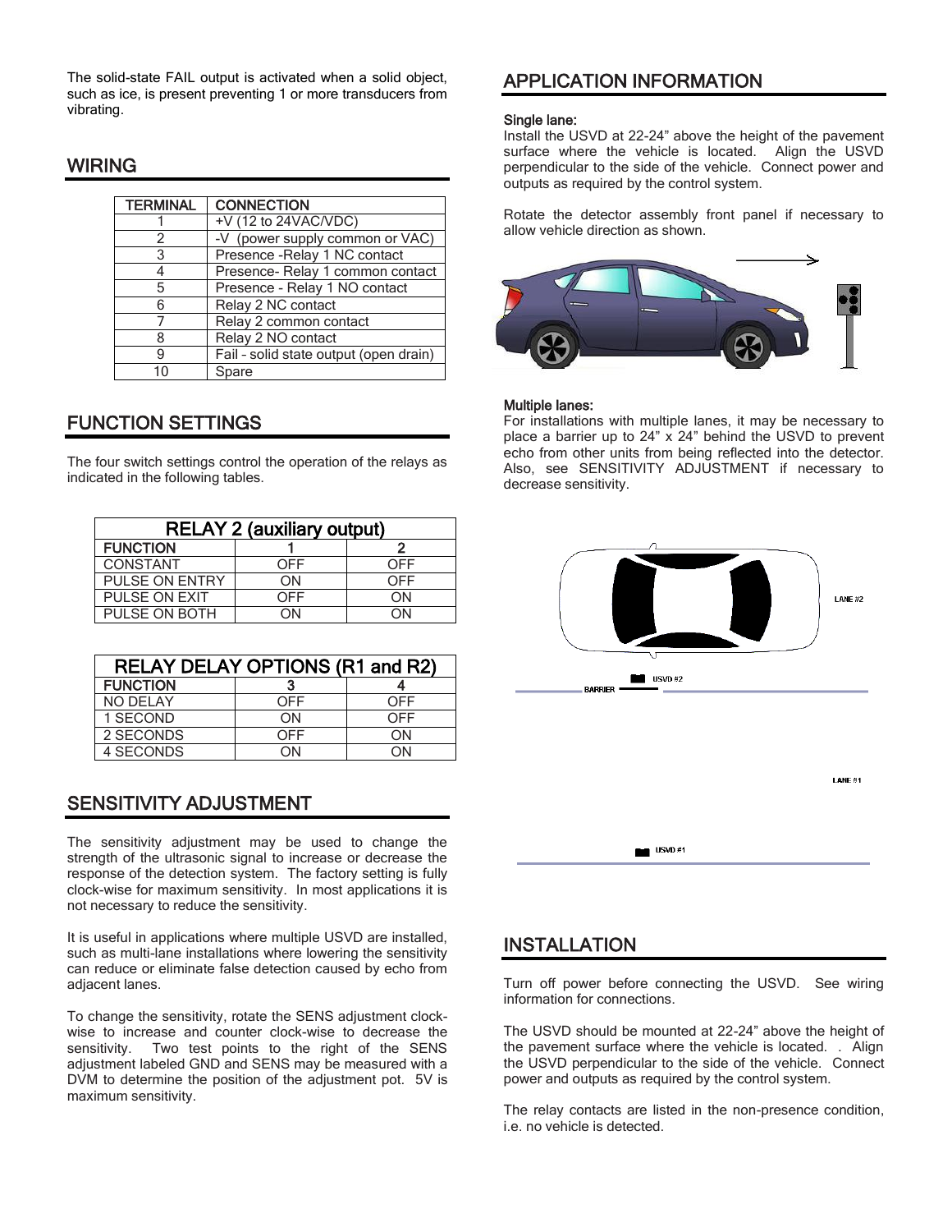The solid-state FAIL output is activated when a solid object, such as ice, is present preventing 1 or more transducers from vibrating.

## WIRING

| TERMINAL | CONNECTION |
| --- | --- |
| 1 | +V (12 to 24VAC/VDC) |
| 2 | -V (power supply common or VAC) |
| 3 | Presence -Relay 1 NC contact |
| 4 | Presence- Relay 1 common contact |
| 5 | Presence - Relay 1 NO contact |
| 6 | Relay 2 NC contact |
| 7 | Relay 2 common contact |
| 8 | Relay 2 NO contact |
| 9 | Fail - solid state output (open drain) |
| 10 | Spare |

## FUNCTION SETTINGS

The four switch settings control the operation of the relays as indicated in the following tables.

| RELAY 2 (auxiliary output) | | |
| --- | --- | --- |
| FUNCTION | 1 | 2 |
| CONSTANT | OFF | OFF |
| PULSE ON ENTRY | ON | OFF |
| PULSE ON EXIT | OFF | ON |
| PULSE ON BOTH | ON | ON |

| RELAY DELAY OPTIONS (R1 and R2) | | |
| --- | --- | --- |
| FUNCTION | 3 | 4 |
| NO DELAY | OFF | OFF |
| 1 SECOND | ON | OFF |
| 2 SECONDS | OFF | ON |
| 4 SECONDS | ON | ON |

## SENSITIVITY ADJUSTMENT

The sensitivity adjustment may be used to change the strength of the ultrasonic signal to increase or decrease the response of the detection system. The factory setting is fully clock-wise for maximum sensitivity. In most applications it is not necessary to reduce the sensitivity.

It is useful in applications where multiple USVD are installed, such as multi-lane installations where lowering the sensitivity can reduce or eliminate false detection caused by echo from adjacent lanes.

To change the sensitivity, rotate the SENS adjustment clock-wise to increase and counter clock-wise to decrease the sensitivity. Two test points to the right of the SENS adjustment labeled GND and SENS may be measured with a DVM to determine the position of the adjustment pot. 5V is maximum sensitivity.

## APPLICATION INFORMATION

**Single lane:**
Install the USVD at 22-24" above the height of the pavement surface where the vehicle is located. Align the USVD perpendicular to the side of the vehicle. Connect power and outputs as required by the control system.

Rotate the detector assembly front panel if necessary to allow vehicle direction as shown.

**Multiple lanes:**
For installations with multiple lanes, it may be necessary to place a barrier up to 24" x 24" behind the USVD to prevent echo from other units from being reflected into the detector. Also, see SENSITIVITY ADJUSTMENT if necessary to decrease sensitivity.

LANE #2

USVD #2

BARRIER

LANE #1

USVD #1

## INSTALLATION

Turn off power before connecting the USVD. See wiring information for connections.

The USVD should be mounted at 22-24" above the height of the pavement surface where the vehicle is located. . Align the USVD perpendicular to the side of the vehicle. Connect power and outputs as required by the control system.

The relay contacts are listed in the non-presence condition, i.e. no vehicle is detected.